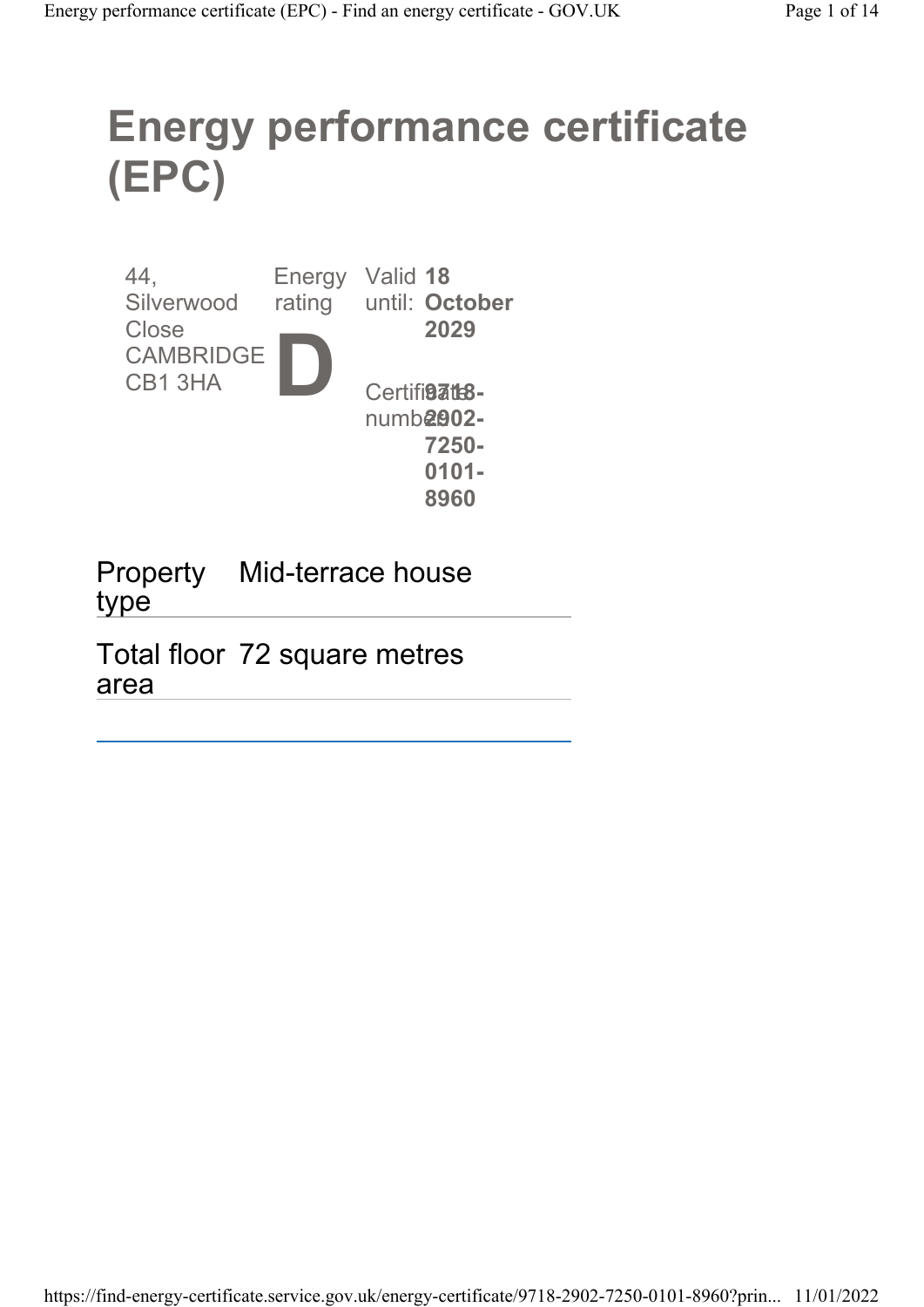# Energy performance certificate (EPC)

44, Silverwood Close
CAMBRIDGE
CB1 3HA

Energy rating

**D**

Valid until: **18 October 2029**

Certificate number: **9718-2902-7250-0101-8960**

| Property type | Mid-terrace house |
| --- | --- |
| Total floor area | 72 square metres |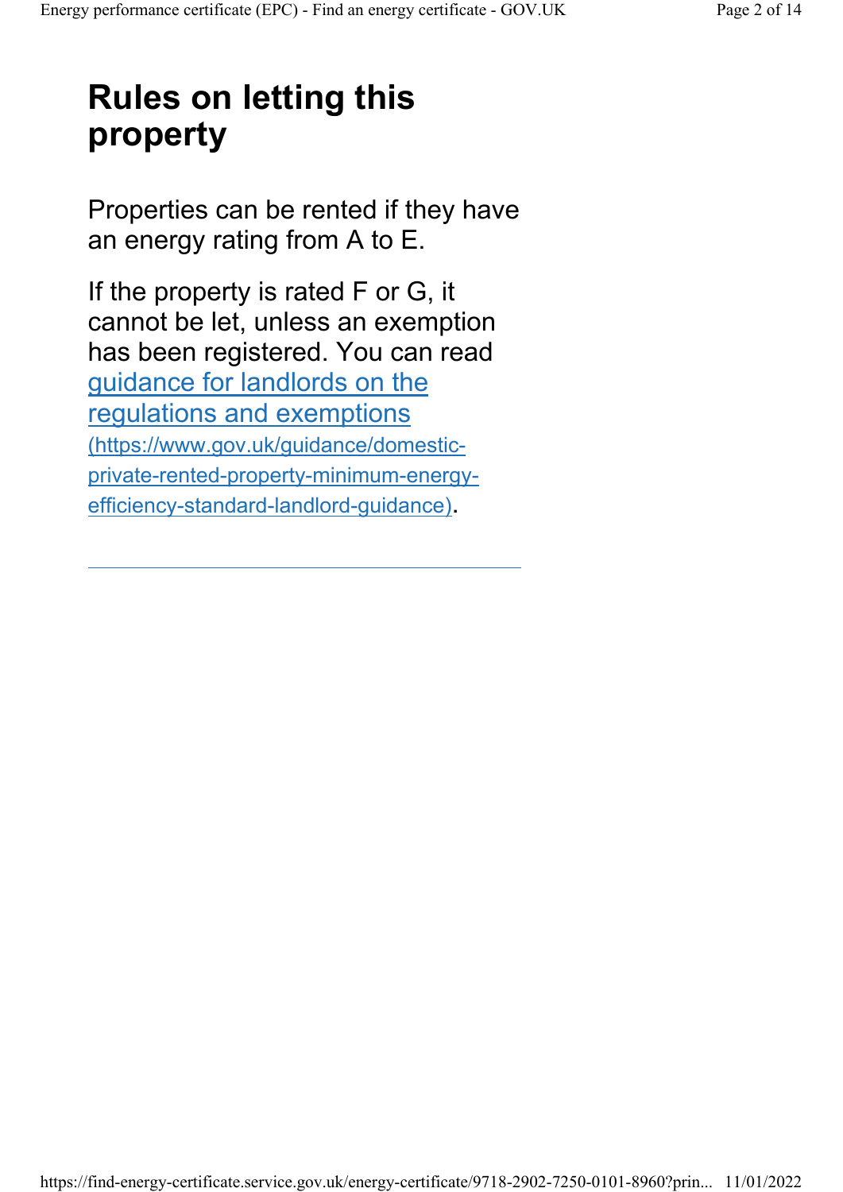## Rules on letting this property

Properties can be rented if they have an energy rating from A to E.

If the property is rated F or G, it cannot be let, unless an exemption has been registered. You can read [guidance for landlords on the regulations and exemptions (https://www.gov.uk/guidance/domestic-private-rented-property-minimum-energy-efficiency-standard-landlord-guidance)](https://www.gov.uk/guidance/domestic-private-rented-property-minimum-energy-efficiency-standard-landlord-guidance).

---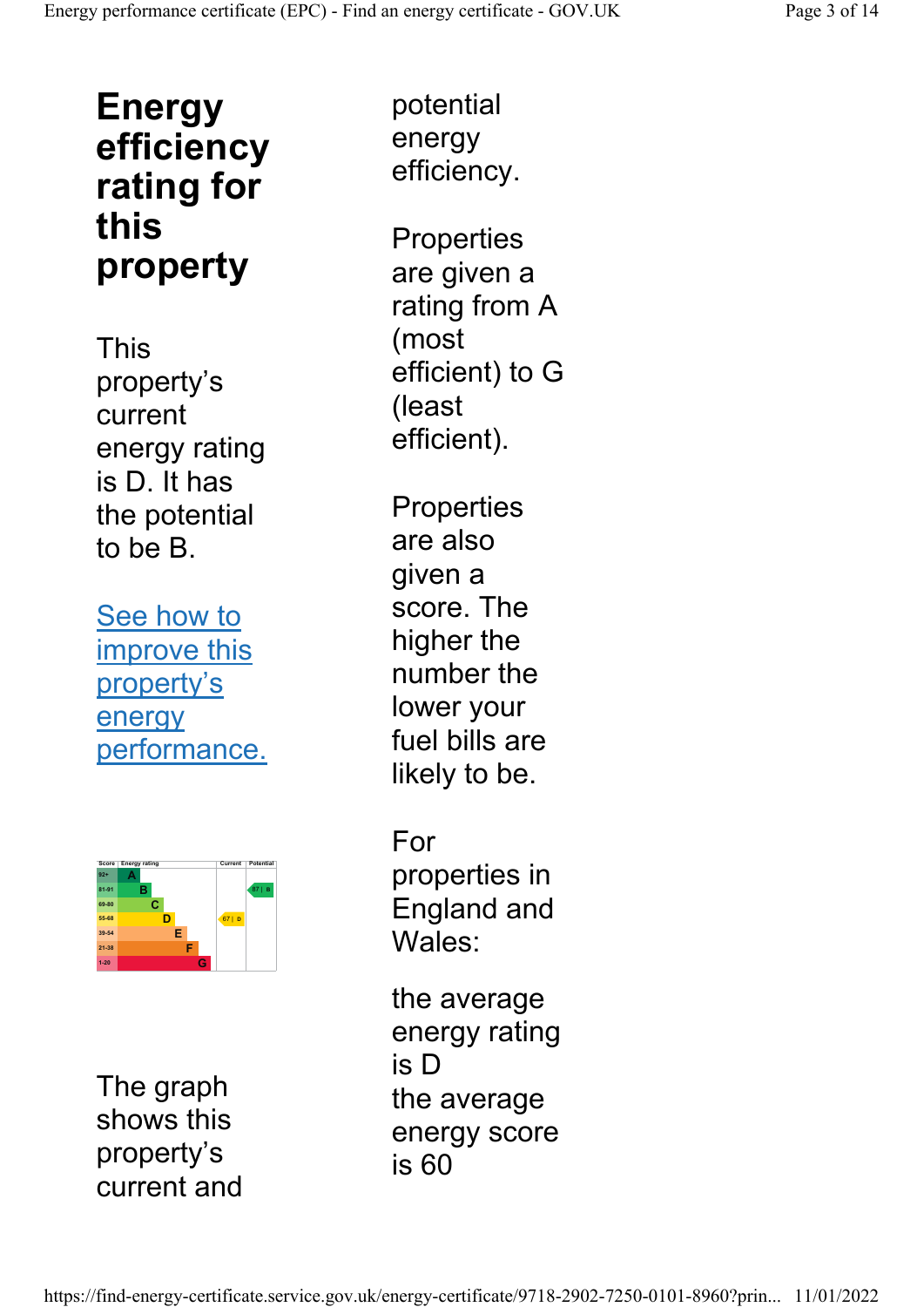# Energy efficiency rating for this property

This property's current energy rating is D. It has the potential to be B.

[See how to improve this property's energy performance.]

| Score | Energy rating | Current | Potential |
|---|---|---|---|
| 92+ | A | | |
| 81-91 | B | | 87 \| B |
| 69-80 | C | | |
| 55-68 | D | 67 \| D | |
| 39-54 | E | | |
| 21-38 | F | | |
| 1-20 | G | | |

The graph shows this property's current and potential energy efficiency.

Properties are given a rating from A (most efficient) to G (least efficient).

Properties are also given a score. The higher the number the lower your fuel bills are likely to be.

For properties in England and Wales:

the average energy rating is D
the average energy score is 60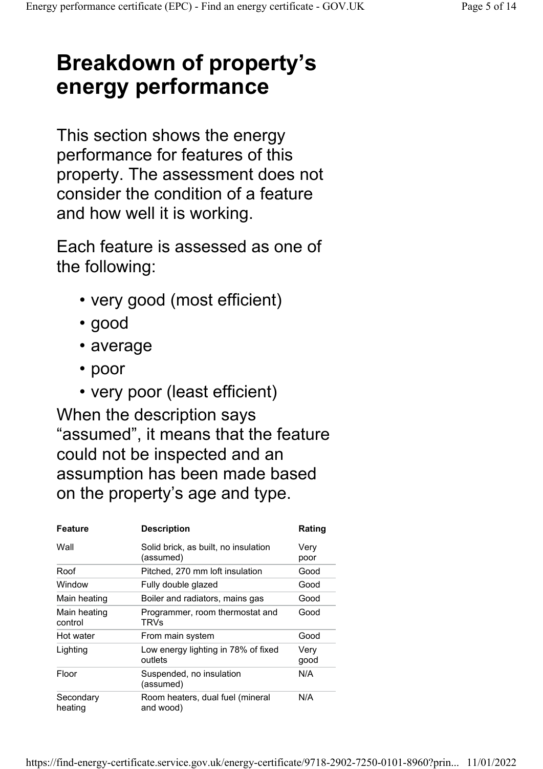# Breakdown of property's energy performance

This section shows the energy performance for features of this property. The assessment does not consider the condition of a feature and how well it is working.

Each feature is assessed as one of the following:

- very good (most efficient)
- good
- average
- poor
- very poor (least efficient)

When the description says "assumed", it means that the feature could not be inspected and an assumption has been made based on the property's age and type.

| Feature | Description | Rating |
| --- | --- | --- |
| Wall | Solid brick, as built, no insulation (assumed) | Very poor |
| Roof | Pitched, 270 mm loft insulation | Good |
| Window | Fully double glazed | Good |
| Main heating | Boiler and radiators, mains gas | Good |
| Main heating control | Programmer, room thermostat and TRVs | Good |
| Hot water | From main system | Good |
| Lighting | Low energy lighting in 78% of fixed outlets | Very good |
| Floor | Suspended, no insulation (assumed) | N/A |
| Secondary heating | Room heaters, dual fuel (mineral and wood) | N/A |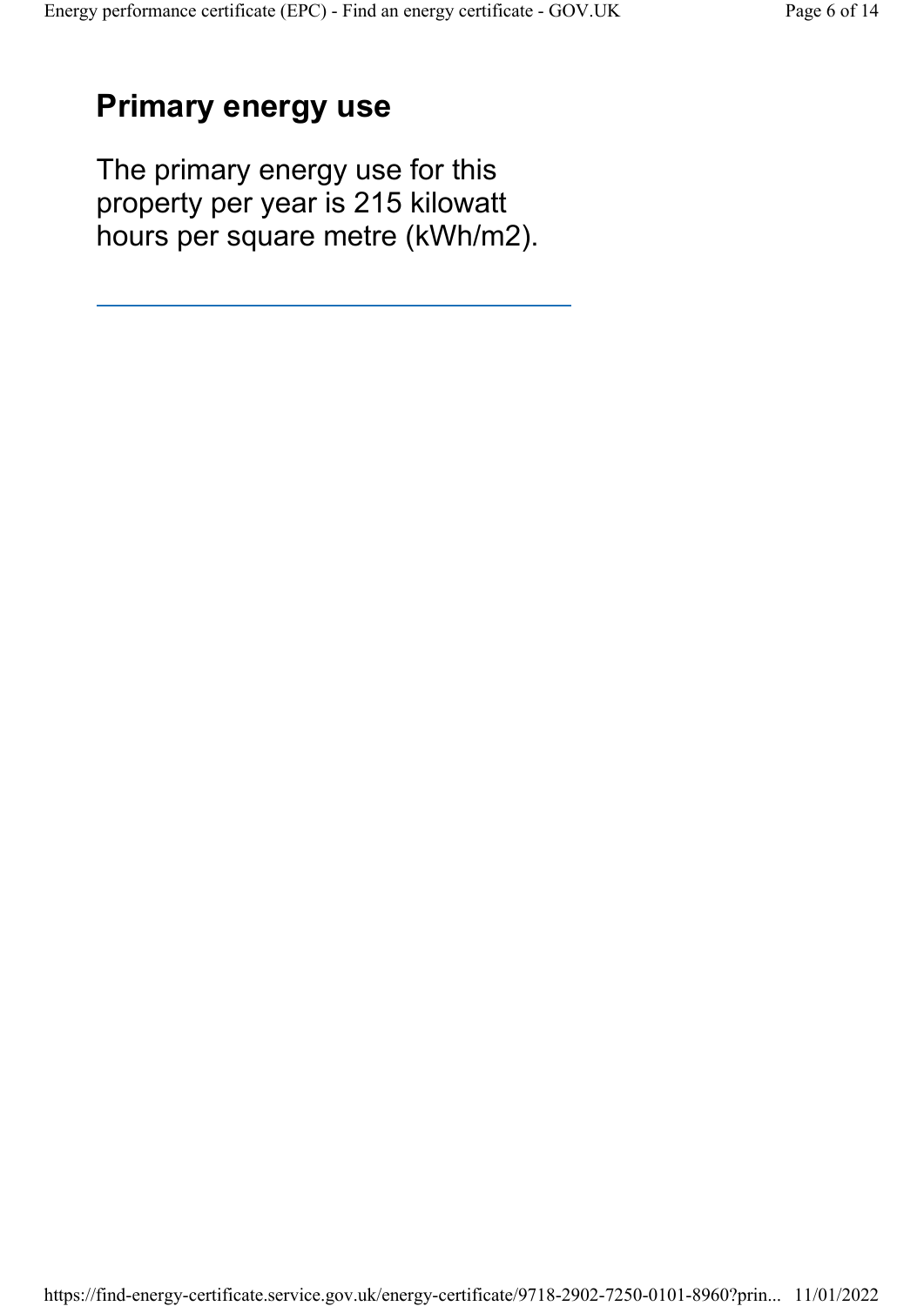## Primary energy use

The primary energy use for this property per year is 215 kilowatt hours per square metre (kWh/m2).

---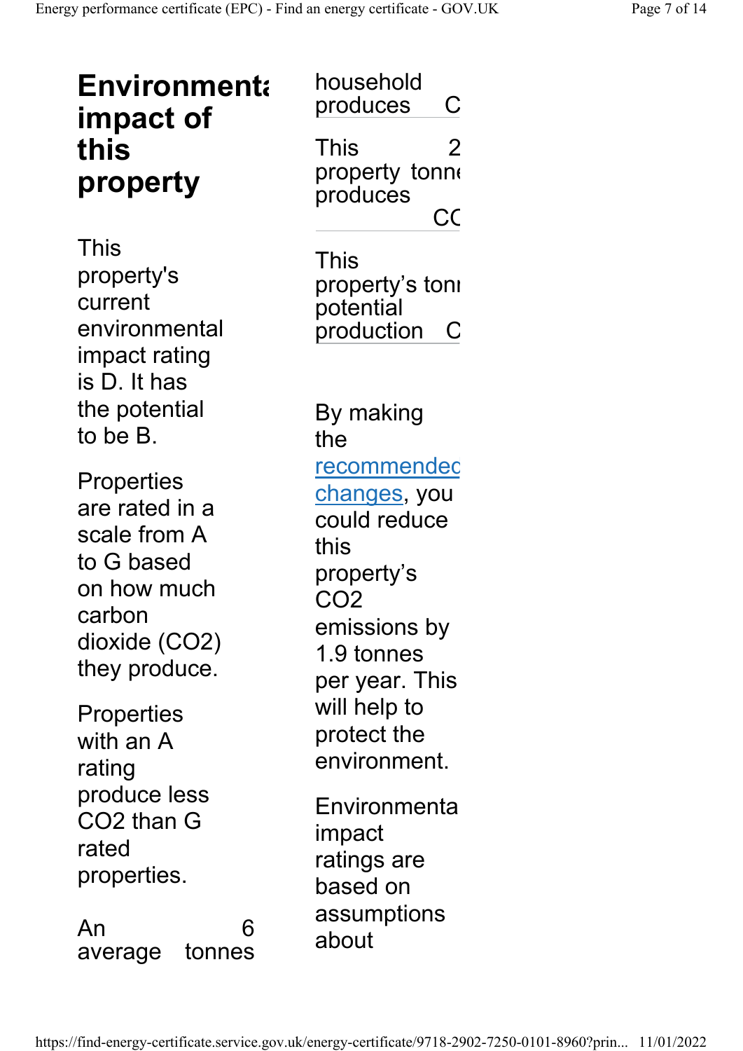# Environment impact of this property

This property's current environmental impact rating is D. It has the potential to be B.

Properties are rated in a scale from A to G based on how much carbon dioxide ($CO_2$) they produce.

Properties with an A rating produce less $CO_2$ than G rated properties.

| | |
|---|---|
| An average household produces | 6 tonnes C |
| This property produces | 2 tonne CC |
| This property's potential production | tonı C |

By making the recommended changes, you could reduce this property's $CO_2$ emissions by 1.9 tonnes per year. This will help to protect the environment.

Environmenta impact ratings are based on assumptions about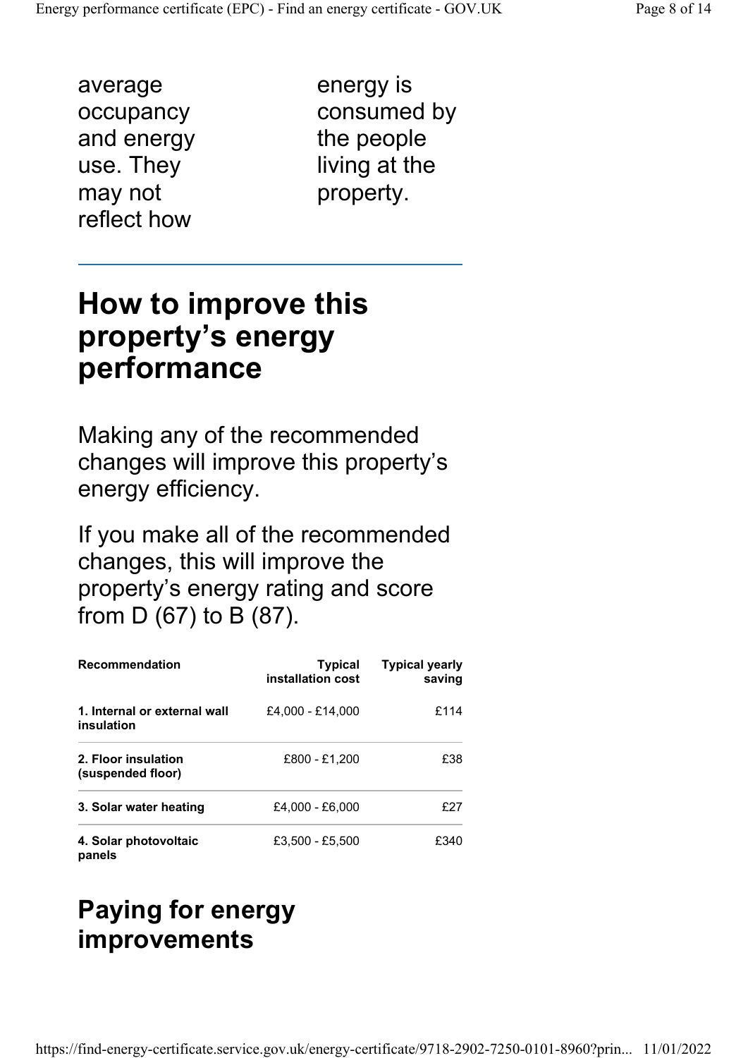average occupancy and energy use. They may not reflect how energy is consumed by the people living at the property.

## How to improve this property's energy performance

Making any of the recommended changes will improve this property's energy efficiency.

If you make all of the recommended changes, this will improve the property's energy rating and score from D (67) to B (87).

| Recommendation | Typical installation cost | Typical yearly saving |
|---|---|---|
| **1. Internal or external wall insulation** | £4,000 - £14,000 | £114 |
| **2. Floor insulation (suspended floor)** | £800 - £1,200 | £38 |
| **3. Solar water heating** | £4,000 - £6,000 | £27 |
| **4. Solar photovoltaic panels** | £3,500 - £5,500 | £340 |

## Paying for energy improvements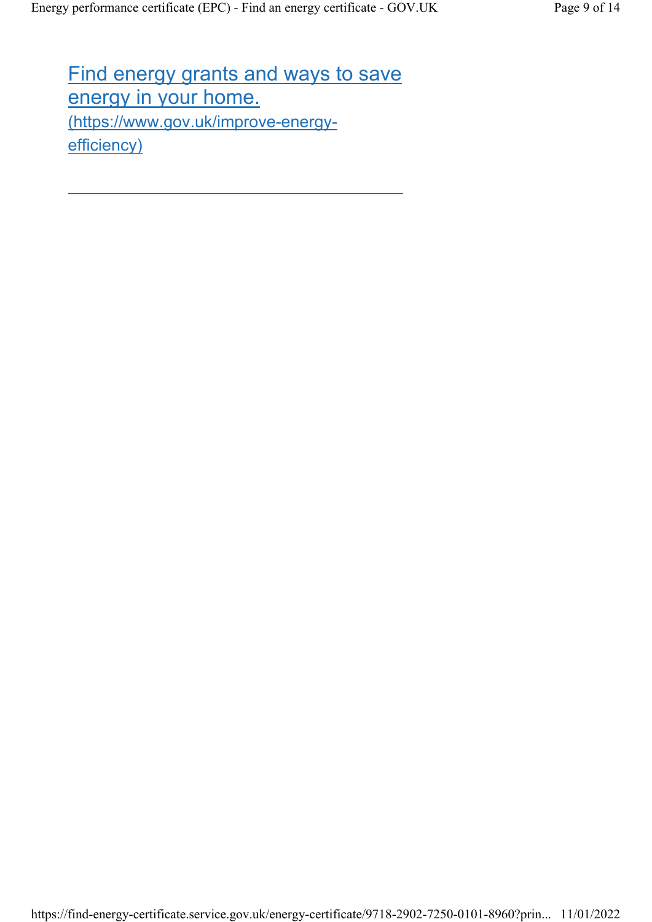[Find energy grants and ways to save energy in your home. (https://www.gov.uk/improve-energy-efficiency)](https://www.gov.uk/improve-energy-efficiency)

---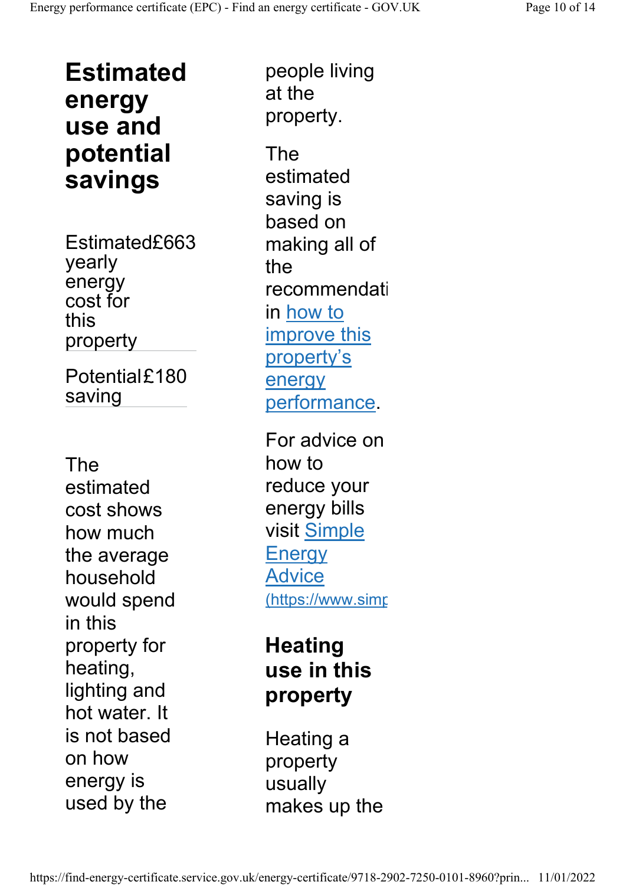## Estimated energy use and potential savings

| | |
|---|---|
| Estimated yearly energy cost for this property | £663 |
| Potential saving | £180 |

The estimated cost shows how much the average household would spend in this property for heating, lighting and hot water. It is not based on how energy is used by the people living at the property.

The estimated saving is based on making all of the recommendati in how to improve this property's energy performance.

For advice on how to reduce your energy bills visit Simple Energy Advice (https://www.simp

## Heating use in this property

Heating a property usually makes up the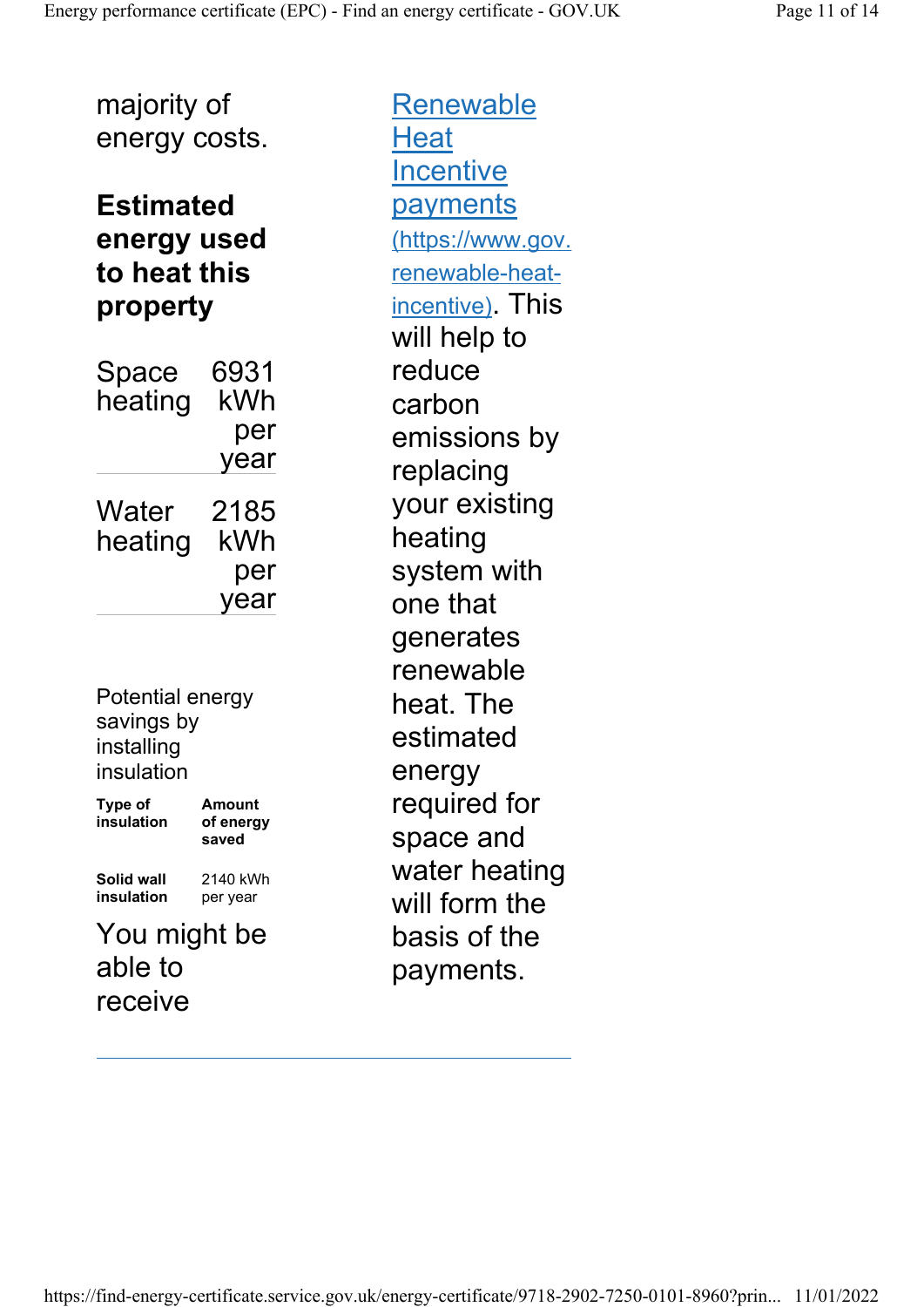majority of energy costs.

### Estimated energy used to heat this property

| | |
|---|---|
| Space heating | 6931 kWh per year |
| Water heating | 2185 kWh per year |

Potential energy savings by installing insulation

| Type of insulation | Amount of energy saved |
|---|---|
| **Solid wall insulation** | 2140 kWh per year |

You might be able to receive [Renewable Heat Incentive payments (https://www.gov.renewable-heat-incentive)](https://www.gov.renewable-heat-incentive). This will help to reduce carbon emissions by replacing your existing heating system with one that generates renewable heat. The estimated energy required for space and water heating will form the basis of the payments.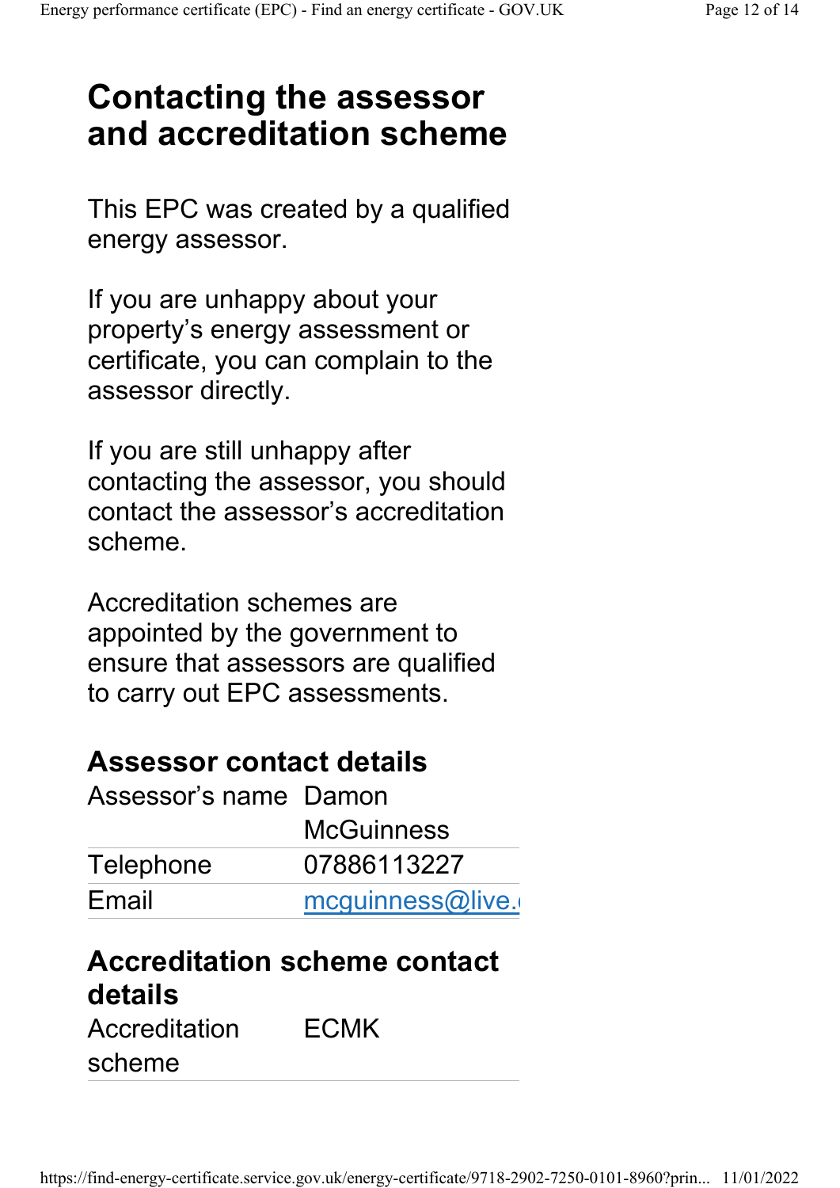# Contacting the assessor and accreditation scheme

This EPC was created by a qualified energy assessor.

If you are unhappy about your property's energy assessment or certificate, you can complain to the assessor directly.

If you are still unhappy after contacting the assessor, you should contact the assessor's accreditation scheme.

Accreditation schemes are appointed by the government to ensure that assessors are qualified to carry out EPC assessments.

## Assessor contact details

| | |
|---|---|
| Assessor's name | Damon McGuinness |
| Telephone | 07886113227 |
| Email | mcguinness@live. |

## Accreditation scheme contact details

| | |
|---|---|
| Accreditation scheme | ECMK |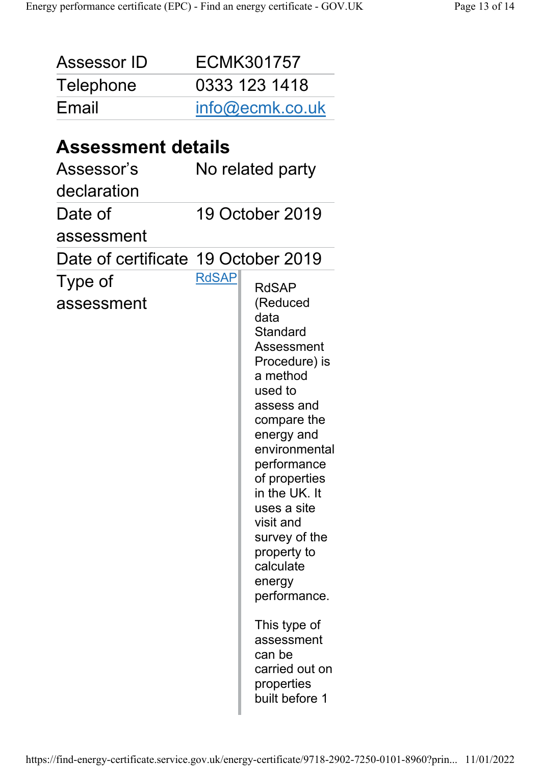| | |
|---|---|
| Assessor ID | ECMK301757 |
| Telephone | 0333 123 1418 |
| Email | info@ecmk.co.uk |

## Assessment details

| | |
|---|---|
| Assessor's declaration | No related party |
| Date of assessment | 19 October 2019 |
| Date of certificate | 19 October 2019 |
| Type of assessment | RdSAP |

RdSAP (Reduced data Standard Assessment Procedure) is a method used to assess and compare the energy and environmental performance of properties in the UK. It uses a site visit and survey of the property to calculate energy performance.

This type of assessment can be carried out on properties built before 1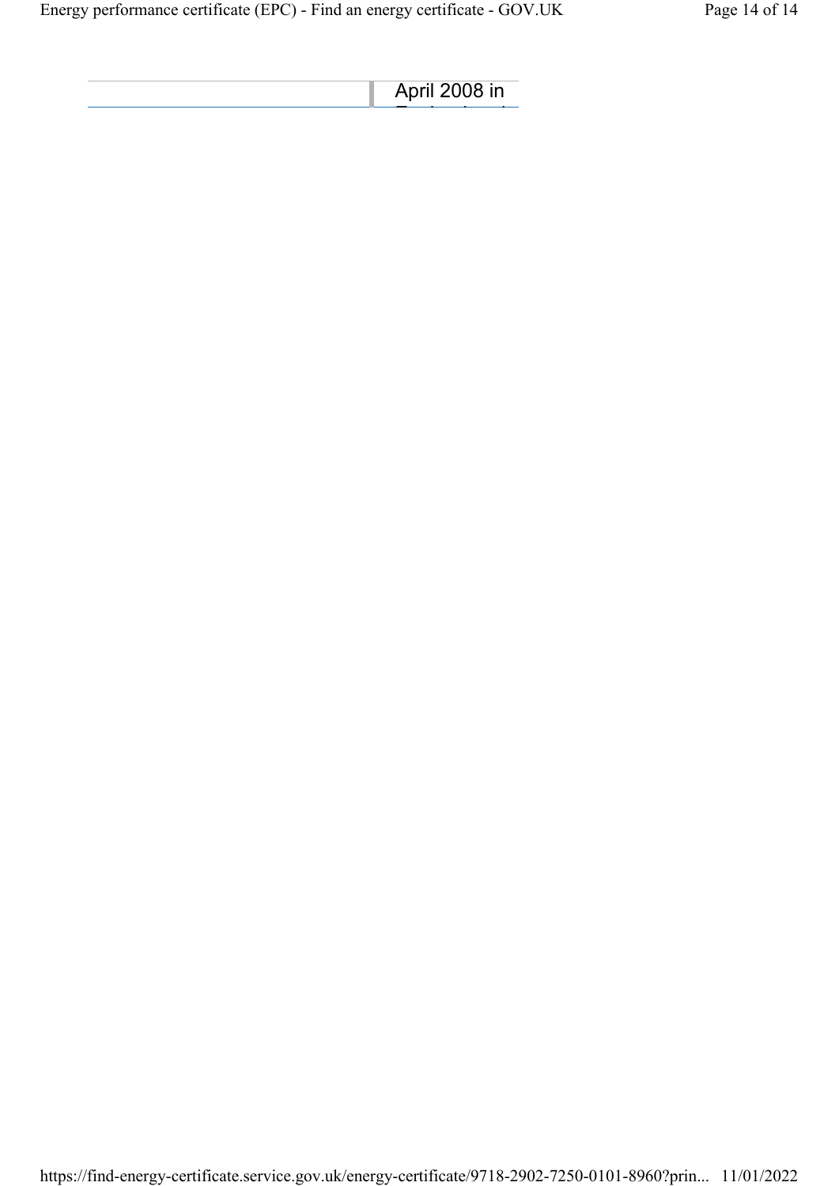| | |
| --- | --- |
| | April 2008 in |